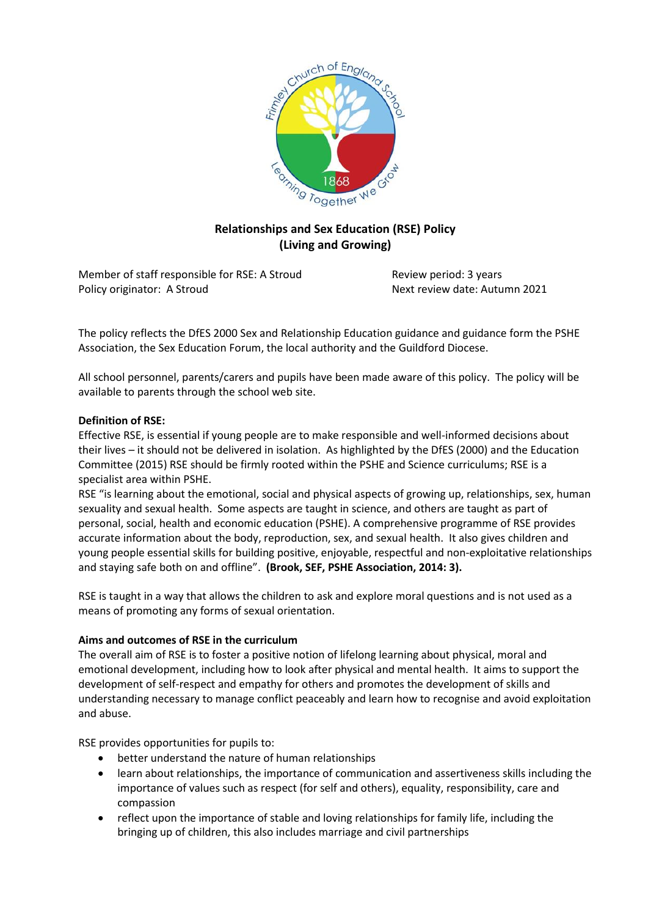# Relationships and Sex Education (RSE) Policy
## (Living and Growing)

Member of staff responsible for RSE: A Stroud
Policy originator: A Stroud

Review period: 3 years
Next review date: Autumn 2021

The policy reflects the DfES 2000 Sex and Relationship Education guidance and guidance form the PSHE Association, the Sex Education Forum, the local authority and the Guildford Diocese.

All school personnel, parents/carers and pupils have been made aware of this policy. The policy will be available to parents through the school web site.

**Definition of RSE:**
Effective RSE, is essential if young people are to make responsible and well-informed decisions about their lives – it should not be delivered in isolation. As highlighted by the DfES (2000) and the Education Committee (2015) RSE should be firmly rooted within the PSHE and Science curriculums; RSE is a specialist area within PSHE.
RSE "is learning about the emotional, social and physical aspects of growing up, relationships, sex, human sexuality and sexual health. Some aspects are taught in science, and others are taught as part of personal, social, health and economic education (PSHE). A comprehensive programme of RSE provides accurate information about the body, reproduction, sex, and sexual health. It also gives children and young people essential skills for building positive, enjoyable, respectful and non-exploitative relationships and staying safe both on and offline". **(Brook, SEF, PSHE Association, 2014: 3).**

RSE is taught in a way that allows the children to ask and explore moral questions and is not used as a means of promoting any forms of sexual orientation.

**Aims and outcomes of RSE in the curriculum**
The overall aim of RSE is to foster a positive notion of lifelong learning about physical, moral and emotional development, including how to look after physical and mental health. It aims to support the development of self-respect and empathy for others and promotes the development of skills and understanding necessary to manage conflict peaceably and learn how to recognise and avoid exploitation and abuse.

RSE provides opportunities for pupils to:

- better understand the nature of human relationships
- learn about relationships, the importance of communication and assertiveness skills including the importance of values such as respect (for self and others), equality, responsibility, care and compassion
- reflect upon the importance of stable and loving relationships for family life, including the bringing up of children, this also includes marriage and civil partnerships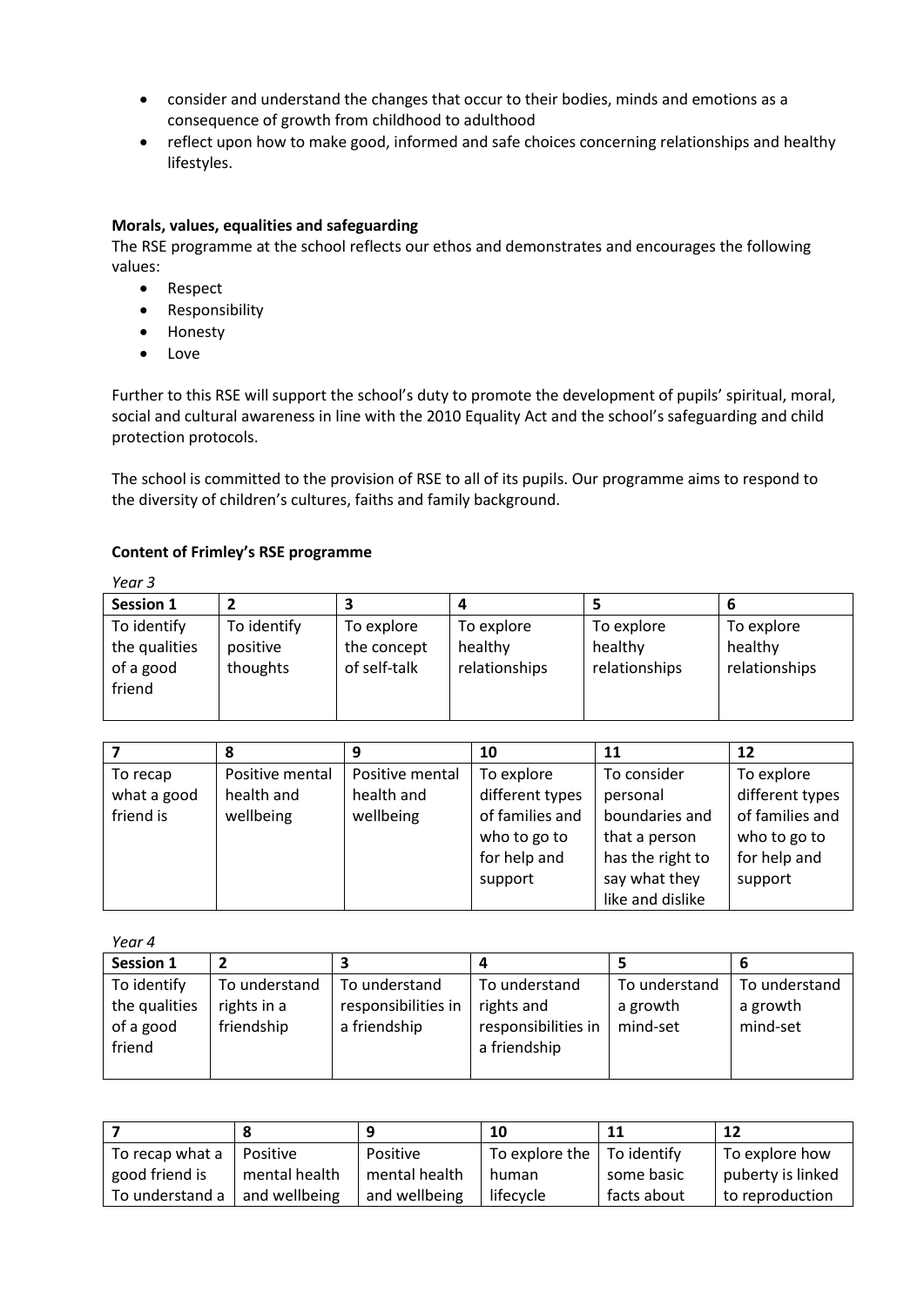- consider and understand the changes that occur to their bodies, minds and emotions as a consequence of growth from childhood to adulthood
- reflect upon how to make good, informed and safe choices concerning relationships and healthy lifestyles.

**Morals, values, equalities and safeguarding**

The RSE programme at the school reflects our ethos and demonstrates and encourages the following values:

- Respect
- Responsibility
- Honesty
- Love

Further to this RSE will support the school's duty to promote the development of pupils' spiritual, moral, social and cultural awareness in line with the 2010 Equality Act and the school's safeguarding and child protection protocols.

The school is committed to the provision of RSE to all of its pupils. Our programme aims to respond to the diversity of children's cultures, faiths and family background.

**Content of Frimley's RSE programme**

*Year 3*

| Session 1 | 2 | 3 | 4 | 5 | 6 |
|---|---|---|---|---|---|
| To identify the qualities of a good friend | To identify positive thoughts | To explore the concept of self-talk | To explore healthy relationships | To explore healthy relationships | To explore healthy relationships |

| 7 | 8 | 9 | 10 | 11 | 12 |
|---|---|---|---|---|---|
| To recap what a good friend is | Positive mental health and wellbeing | Positive mental health and wellbeing | To explore different types of families and who to go to for help and support | To consider personal boundaries and that a person has the right to say what they like and dislike | To explore different types of families and who to go to for help and support |

*Year 4*

| Session 1 | 2 | 3 | 4 | 5 | 6 |
|---|---|---|---|---|---|
| To identify the qualities of a good friend | To understand rights in a friendship | To understand responsibilities in a friendship | To understand rights and responsibilities in a friendship | To understand a growth mind-set | To understand a growth mind-set |

| 7 | 8 | 9 | 10 | 11 | 12 |
|---|---|---|---|---|---|
| To recap what a good friend is To understand a | Positive mental health and wellbeing | Positive mental health and wellbeing | To explore the human lifecycle | To identify some basic facts about | To explore how puberty is linked to reproduction |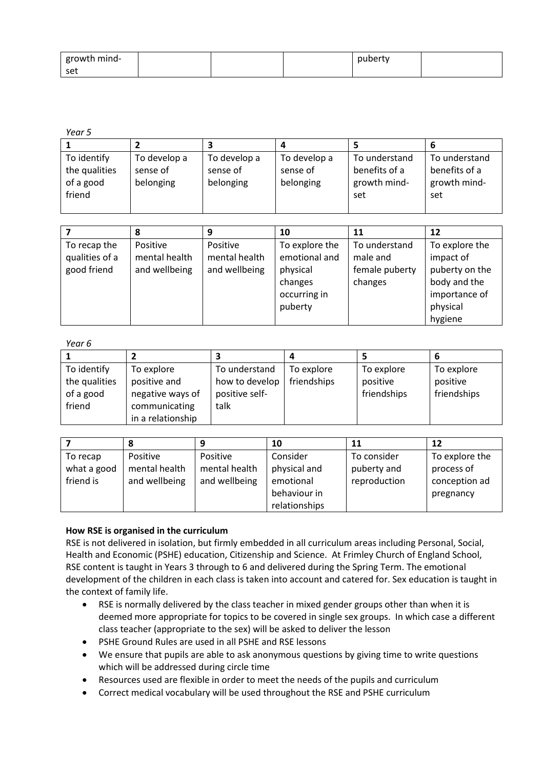| growth mind-set | | | | puberty | |
|---|---|---|---|---|---|

*Year 5*

| 1 | 2 | 3 | 4 | 5 | 6 |
|---|---|---|---|---|---|
| To identify the qualities of a good friend | To develop a sense of belonging | To develop a sense of belonging | To develop a sense of belonging | To understand benefits of a growth mind-set | To understand benefits of a growth mind-set |

| 7 | 8 | 9 | 10 | 11 | 12 |
|---|---|---|---|---|---|
| To recap the qualities of a good friend | Positive mental health and wellbeing | Positive mental health and wellbeing | To explore the emotional and physical changes occurring in puberty | To understand male and female puberty changes | To explore the impact of puberty on the body and the importance of physical hygiene |

*Year 6*

| 1 | 2 | 3 | 4 | 5 | 6 |
|---|---|---|---|---|---|
| To identify the qualities of a good friend | To explore positive and negative ways of communicating in a relationship | To understand how to develop positive self-talk | To explore friendships | To explore positive friendships | To explore positive friendships |

| 7 | 8 | 9 | 10 | 11 | 12 |
|---|---|---|---|---|---|
| To recap what a good friend is | Positive mental health and wellbeing | Positive mental health and wellbeing | Consider physical and emotional behaviour in relationships | To consider puberty and reproduction | To explore the process of conception ad pregnancy |

**How RSE is organised in the curriculum**

RSE is not delivered in isolation, but firmly embedded in all curriculum areas including Personal, Social, Health and Economic (PSHE) education, Citizenship and Science. At Frimley Church of England School, RSE content is taught in Years 3 through to 6 and delivered during the Spring Term. The emotional development of the children in each class is taken into account and catered for. Sex education is taught in the context of family life.

- RSE is normally delivered by the class teacher in mixed gender groups other than when it is deemed more appropriate for topics to be covered in single sex groups. In which case a different class teacher (appropriate to the sex) will be asked to deliver the lesson
- PSHE Ground Rules are used in all PSHE and RSE lessons
- We ensure that pupils are able to ask anonymous questions by giving time to write questions which will be addressed during circle time
- Resources used are flexible in order to meet the needs of the pupils and curriculum
- Correct medical vocabulary will be used throughout the RSE and PSHE curriculum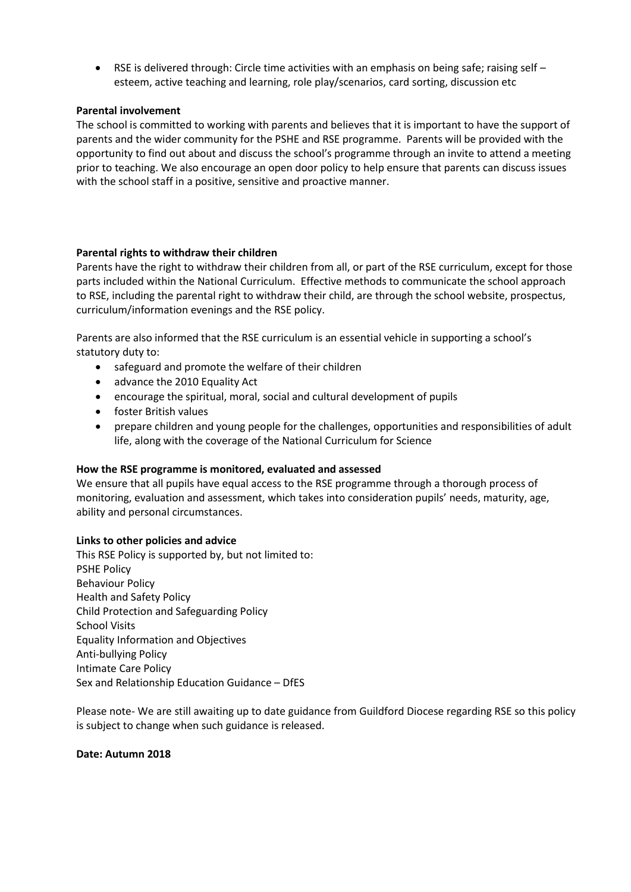- RSE is delivered through: Circle time activities with an emphasis on being safe; raising self – esteem, active teaching and learning, role play/scenarios, card sorting, discussion etc

**Parental involvement**

The school is committed to working with parents and believes that it is important to have the support of parents and the wider community for the PSHE and RSE programme. Parents will be provided with the opportunity to find out about and discuss the school's programme through an invite to attend a meeting prior to teaching. We also encourage an open door policy to help ensure that parents can discuss issues with the school staff in a positive, sensitive and proactive manner.

**Parental rights to withdraw their children**

Parents have the right to withdraw their children from all, or part of the RSE curriculum, except for those parts included within the National Curriculum. Effective methods to communicate the school approach to RSE, including the parental right to withdraw their child, are through the school website, prospectus, curriculum/information evenings and the RSE policy.

Parents are also informed that the RSE curriculum is an essential vehicle in supporting a school's statutory duty to:

- safeguard and promote the welfare of their children
- advance the 2010 Equality Act
- encourage the spiritual, moral, social and cultural development of pupils
- foster British values
- prepare children and young people for the challenges, opportunities and responsibilities of adult life, along with the coverage of the National Curriculum for Science

**How the RSE programme is monitored, evaluated and assessed**

We ensure that all pupils have equal access to the RSE programme through a thorough process of monitoring, evaluation and assessment, which takes into consideration pupils' needs, maturity, age, ability and personal circumstances.

**Links to other policies and advice**

This RSE Policy is supported by, but not limited to:
PSHE Policy
Behaviour Policy
Health and Safety Policy
Child Protection and Safeguarding Policy
School Visits
Equality Information and Objectives
Anti-bullying Policy
Intimate Care Policy
Sex and Relationship Education Guidance – DfES

Please note- We are still awaiting up to date guidance from Guildford Diocese regarding RSE so this policy is subject to change when such guidance is released.

**Date: Autumn 2018**